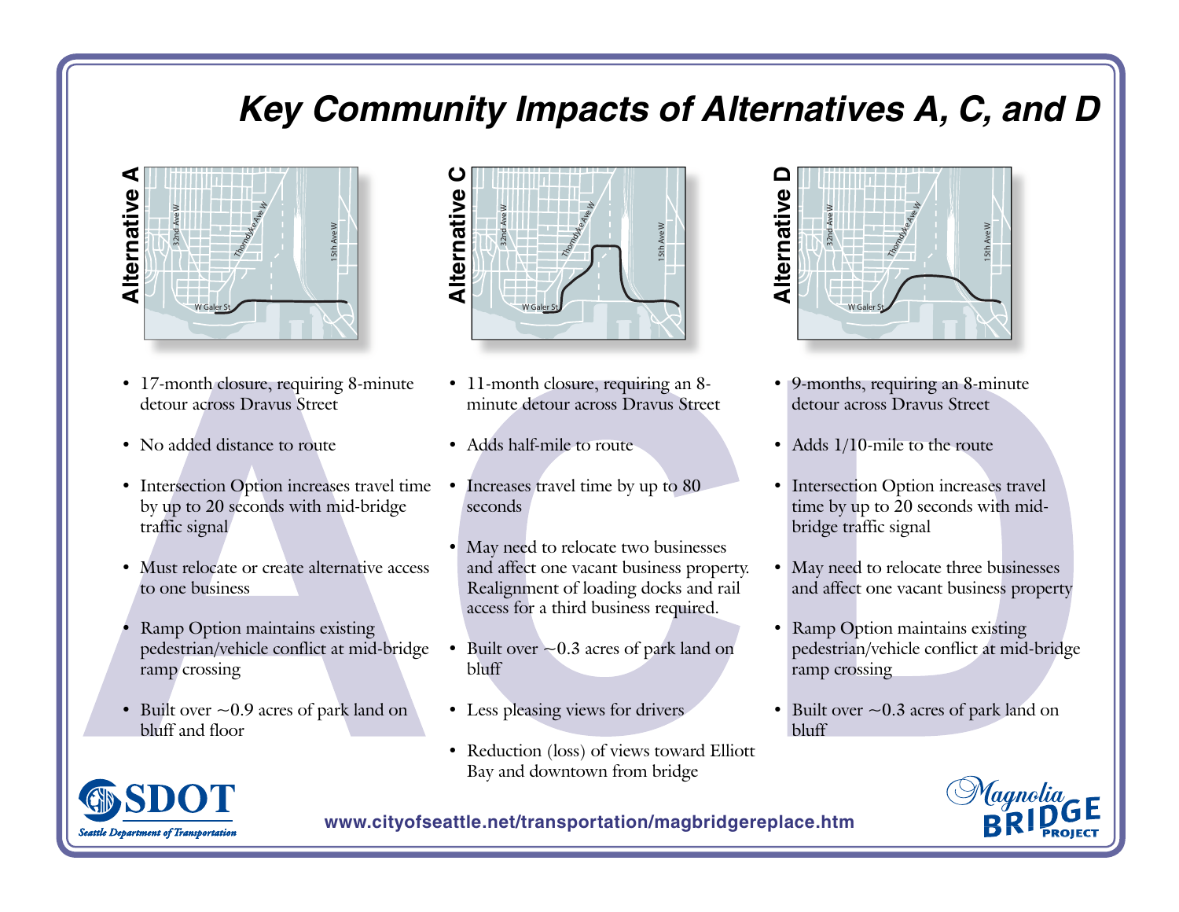# Key Community Impacts of Alternatives A, C, and D

## Alternative A

- 17-month closure, requiring 8-minute detour across Dravus Street
- No added distance to route
- Intersection Option increases travel time by up to 20 seconds with mid-bridge traffic signal
- Must relocate or create alternative access to one business
- Ramp Option maintains existing pedestrian/vehicle conflict at mid-bridge ramp crossing
- Built over ~0.9 acres of park land on bluff and floor

## Alternative C

- 11-month closure, requiring an 8-minute detour across Dravus Street
- Adds half-mile to route
- Increases travel time by up to 80 seconds
- May need to relocate two businesses and affect one vacant business property. Realignment of loading docks and rail access for a third business required.
- Built over ~0.3 acres of park land on bluff
- Less pleasing views for drivers
- Reduction (loss) of views toward Elliott Bay and downtown from bridge

## Alternative D

- 9-months, requiring an 8-minute detour across Dravus Street
- Adds 1/10-mile to the route
- Intersection Option increases travel time by up to 20 seconds with mid-bridge traffic signal
- May need to relocate three businesses and affect one vacant business property
- Ramp Option maintains existing pedestrian/vehicle conflict at mid-bridge ramp crossing
- Built over ~0.3 acres of park land on bluff

SDOT Seattle Department of Transportation

www.cityofseattle.net/transportation/magbridgereplace.htm

Magnolia BRIDGE PROJECT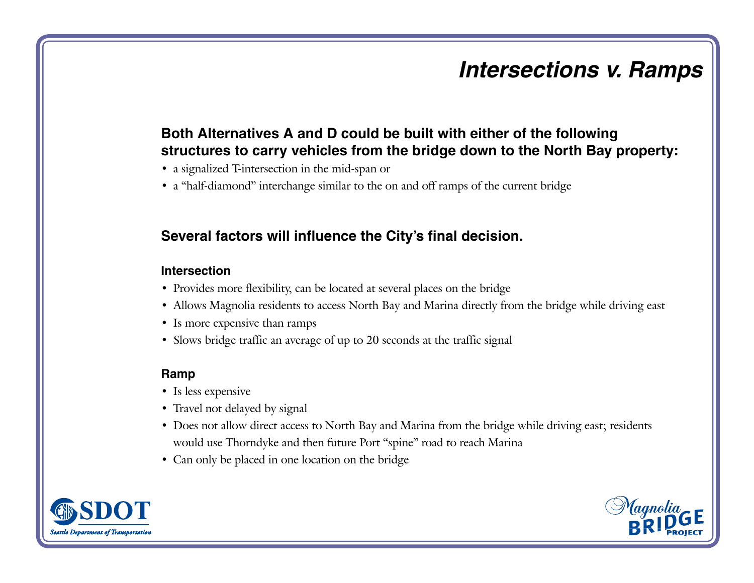# *Intersections v. Ramps*

**Both Alternatives A and D could be built with either of the following structures to carry vehicles from the bridge down to the North Bay property:**

- a signalized T-intersection in the mid-span or
- a "half-diamond" interchange similar to the on and off ramps of the current bridge

**Several factors will influence the City's final decision.**

### Intersection

- Provides more flexibility, can be located at several places on the bridge
- Allows Magnolia residents to access North Bay and Marina directly from the bridge while driving east
- Is more expensive than ramps
- Slows bridge traffic an average of up to 20 seconds at the traffic signal

### Ramp

- Is less expensive
- Travel not delayed by signal
- Does not allow direct access to North Bay and Marina from the bridge while driving east; residents would use Thorndyke and then future Port "spine" road to reach Marina
- Can only be placed in one location on the bridge

SDOT
Seattle Department of Transportation

Magnolia BRIDGE PROJECT